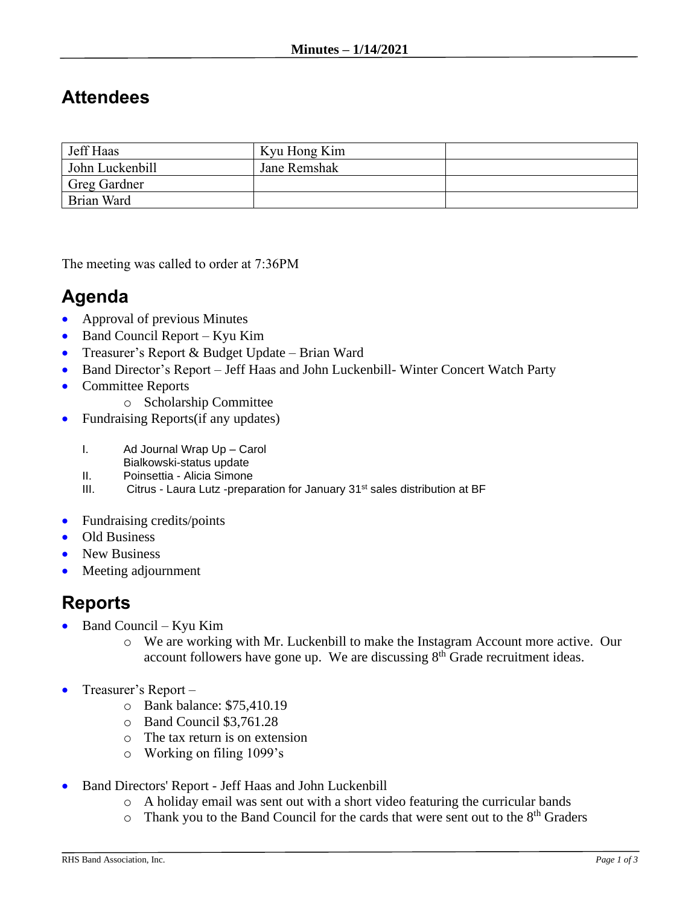**Minutes – 1/14/2021**

## Attendees

| | | |
|---|---|---|
| Jeff Haas | Kyu Hong Kim | |
| John Luckenbill | Jane Remshak | |
| Greg Gardner | | |
| Brian Ward | | |

The meeting was called to order at 7:36PM

## Agenda

- Approval of previous Minutes
- Band Council Report – Kyu Kim
- Treasurer's Report & Budget Update – Brian Ward
- Band Director's Report – Jeff Haas and John Luckenbill- Winter Concert Watch Party
- Committee Reports
  - Scholarship Committee
- Fundraising Reports(if any updates)

  I. Ad Journal Wrap Up – Carol Bialkowski-status update
  II. Poinsettia - Alicia Simone
  III. Citrus - Laura Lutz -preparation for January 31st sales distribution at BF

- Fundraising credits/points
- Old Business
- New Business
- Meeting adjournment

## Reports

- Band Council – Kyu Kim
  - We are working with Mr. Luckenbill to make the Instagram Account more active. Our account followers have gone up. We are discussing 8th Grade recruitment ideas.
- Treasurer's Report –
  - Bank balance: $75,410.19
  - Band Council $3,761.28
  - The tax return is on extension
  - Working on filing 1099's
- Band Directors' Report - Jeff Haas and John Luckenbill
  - A holiday email was sent out with a short video featuring the curricular bands
  - Thank you to the Band Council for the cards that were sent out to the 8th Graders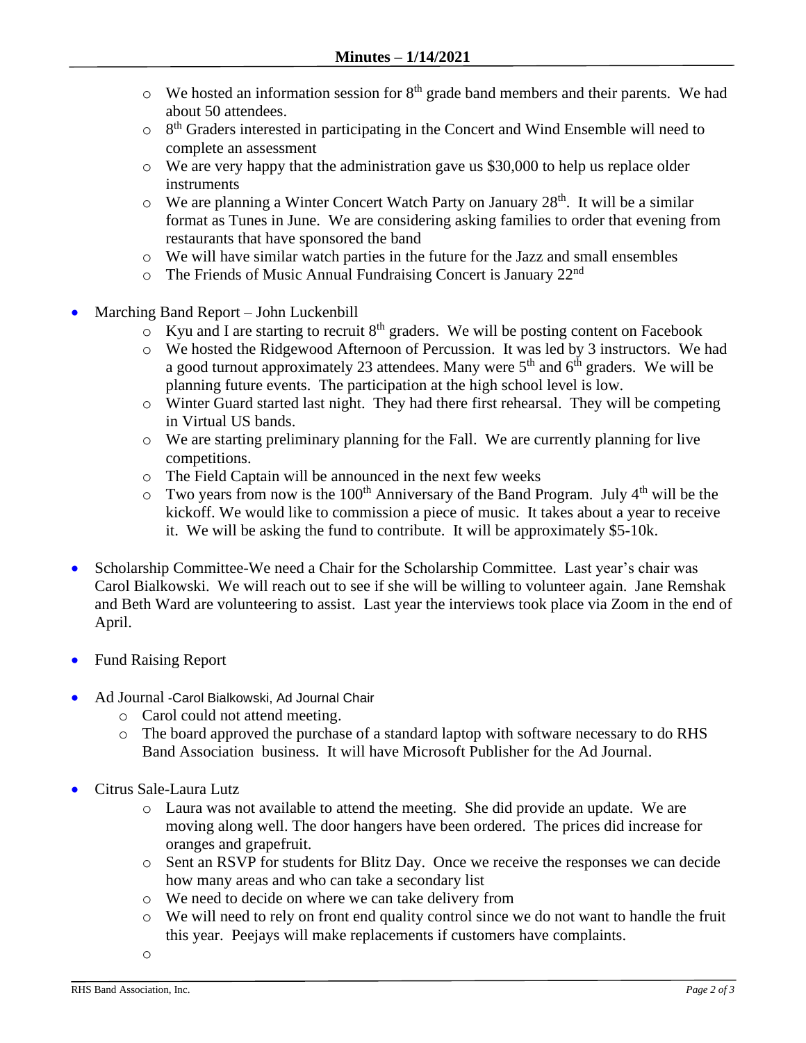# Minutes – 1/14/2021

- We hosted an information session for 8th grade band members and their parents. We had about 50 attendees.
- 8th Graders interested in participating in the Concert and Wind Ensemble will need to complete an assessment
- We are very happy that the administration gave us $30,000 to help us replace older instruments
- We are planning a Winter Concert Watch Party on January 28th. It will be a similar format as Tunes in June. We are considering asking families to order that evening from restaurants that have sponsored the band
- We will have similar watch parties in the future for the Jazz and small ensembles
- The Friends of Music Annual Fundraising Concert is January 22nd

- Marching Band Report – John Luckenbill
  - Kyu and I are starting to recruit 8th graders. We will be posting content on Facebook
  - We hosted the Ridgewood Afternoon of Percussion. It was led by 3 instructors. We had a good turnout approximately 23 attendees. Many were 5th and 6th graders. We will be planning future events. The participation at the high school level is low.
  - Winter Guard started last night. They had there first rehearsal. They will be competing in Virtual US bands.
  - We are starting preliminary planning for the Fall. We are currently planning for live competitions.
  - The Field Captain will be announced in the next few weeks
  - Two years from now is the 100th Anniversary of the Band Program. July 4th will be the kickoff. We would like to commission a piece of music. It takes about a year to receive it. We will be asking the fund to contribute. It will be approximately $5-10k.

- Scholarship Committee-We need a Chair for the Scholarship Committee. Last year's chair was Carol Bialkowski. We will reach out to see if she will be willing to volunteer again. Jane Remshak and Beth Ward are volunteering to assist. Last year the interviews took place via Zoom in the end of April.

- Fund Raising Report

- Ad Journal -Carol Bialkowski, Ad Journal Chair
  - Carol could not attend meeting.
  - The board approved the purchase of a standard laptop with software necessary to do RHS Band Association business. It will have Microsoft Publisher for the Ad Journal.

- Citrus Sale-Laura Lutz
  - Laura was not available to attend the meeting. She did provide an update. We are moving along well. The door hangers have been ordered. The prices did increase for oranges and grapefruit.
  - Sent an RSVP for students for Blitz Day. Once we receive the responses we can decide how many areas and who can take a secondary list
  - We need to decide on where we can take delivery from
  - We will need to rely on front end quality control since we do not want to handle the fruit this year. Peejays will make replacements if customers have complaints.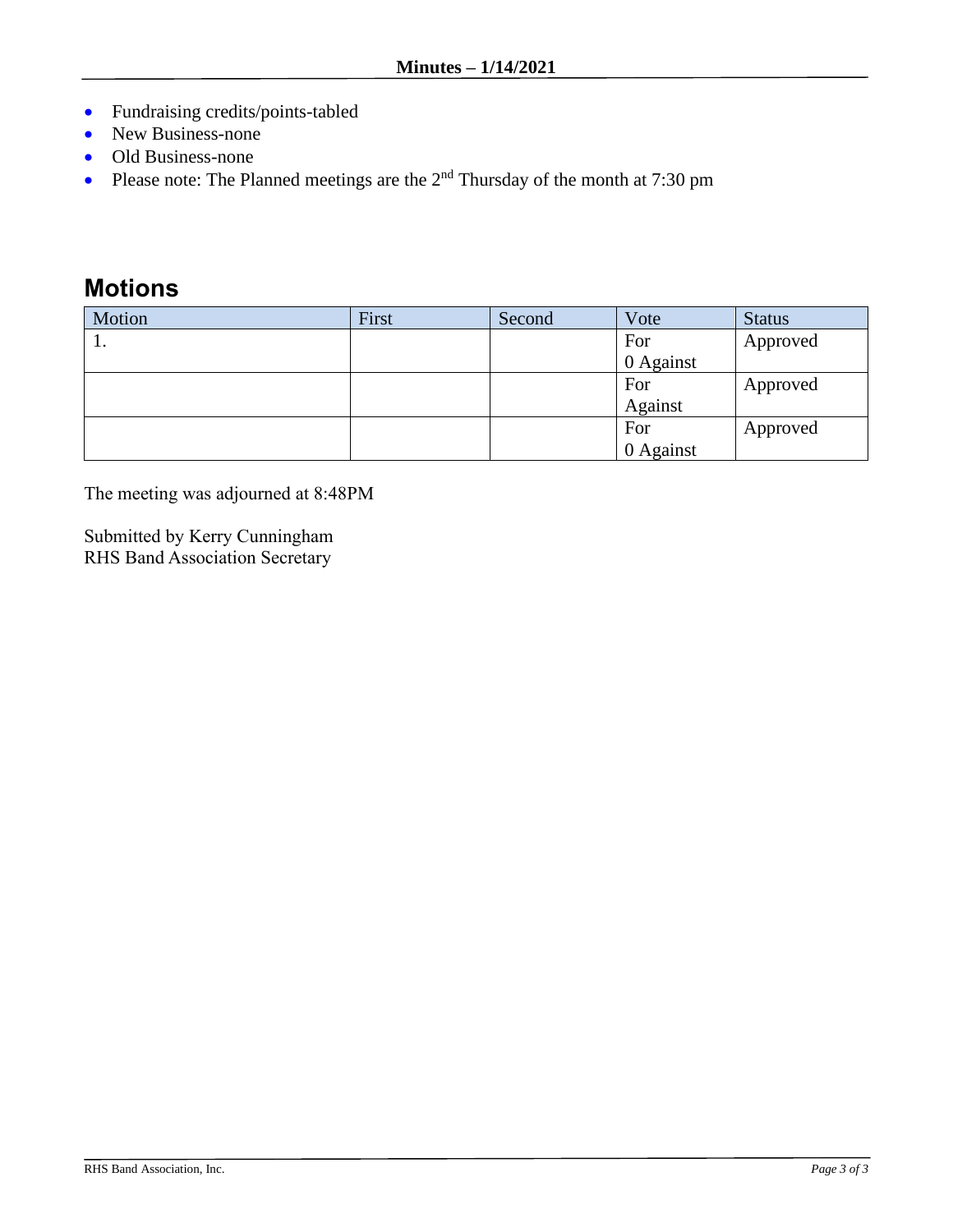- Fundraising credits/points-tabled
- New Business-none
- Old Business-none
- Please note: The Planned meetings are the 2nd Thursday of the month at 7:30 pm

## Motions

| Motion | First | Second | Vote | Status |
|---|---|---|---|---|
| 1. | | | For<br>0 Against | Approved |
| | | | For<br>Against | Approved |
| | | | For<br>0 Against | Approved |

The meeting was adjourned at 8:48PM

Submitted by Kerry Cunningham
RHS Band Association Secretary